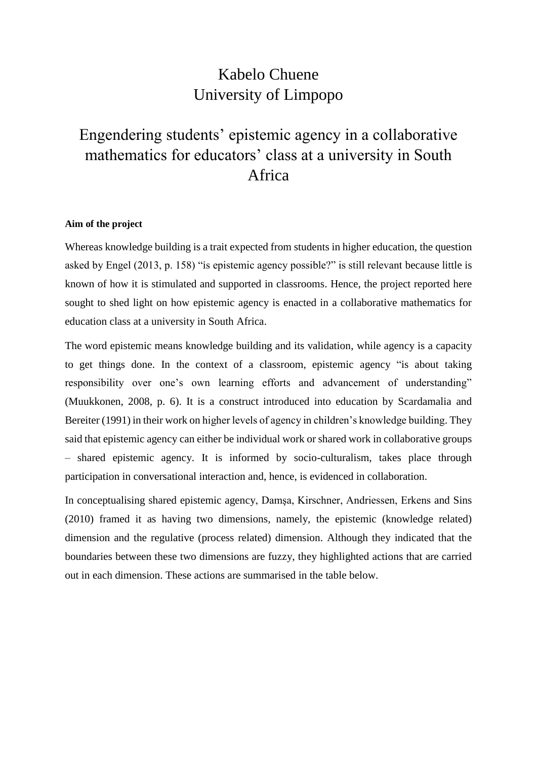Kabelo Chuene
University of Limpopo

# Engendering students' epistemic agency in a collaborative mathematics for educators' class at a university in South Africa

**Aim of the project**

Whereas knowledge building is a trait expected from students in higher education, the question asked by Engel (2013, p. 158) "is epistemic agency possible?" is still relevant because little is known of how it is stimulated and supported in classrooms. Hence, the project reported here sought to shed light on how epistemic agency is enacted in a collaborative mathematics for education class at a university in South Africa.

The word epistemic means knowledge building and its validation, while agency is a capacity to get things done. In the context of a classroom, epistemic agency "is about taking responsibility over one's own learning efforts and advancement of understanding" (Muukkonen, 2008, p. 6). It is a construct introduced into education by Scardamalia and Bereiter (1991) in their work on higher levels of agency in children's knowledge building. They said that epistemic agency can either be individual work or shared work in collaborative groups – shared epistemic agency. It is informed by socio-culturalism, takes place through participation in conversational interaction and, hence, is evidenced in collaboration.

In conceptualising shared epistemic agency, Damşa, Kirschner, Andriessen, Erkens and Sins (2010) framed it as having two dimensions, namely, the epistemic (knowledge related) dimension and the regulative (process related) dimension. Although they indicated that the boundaries between these two dimensions are fuzzy, they highlighted actions that are carried out in each dimension. These actions are summarised in the table below.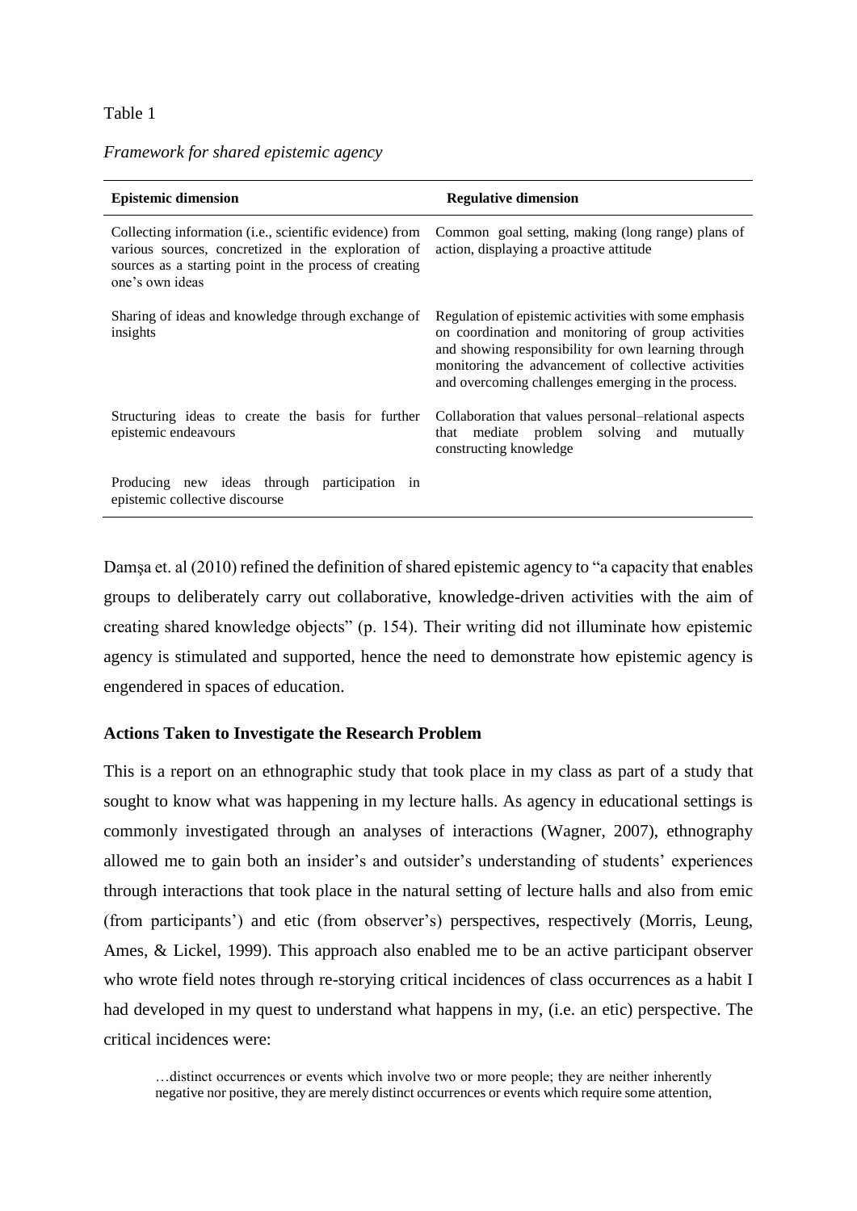Table 1

*Framework for shared epistemic agency*

| **Epistemic dimension** | **Regulative dimension** |
| --- | --- |
| Collecting information (i.e., scientific evidence) from various sources, concretized in the exploration of sources as a starting point in the process of creating one's own ideas | Common goal setting, making (long range) plans of action, displaying a proactive attitude |
| Sharing of ideas and knowledge through exchange of insights | Regulation of epistemic activities with some emphasis on coordination and monitoring of group activities and showing responsibility for own learning through monitoring the advancement of collective activities and overcoming challenges emerging in the process. |
| Structuring ideas to create the basis for further epistemic endeavours | Collaboration that values personal–relational aspects that mediate problem solving and mutually constructing knowledge |
| Producing new ideas through participation in epistemic collective discourse | |

Damşa et. al (2010) refined the definition of shared epistemic agency to "a capacity that enables groups to deliberately carry out collaborative, knowledge-driven activities with the aim of creating shared knowledge objects" (p. 154). Their writing did not illuminate how epistemic agency is stimulated and supported, hence the need to demonstrate how epistemic agency is engendered in spaces of education.

## Actions Taken to Investigate the Research Problem

This is a report on an ethnographic study that took place in my class as part of a study that sought to know what was happening in my lecture halls. As agency in educational settings is commonly investigated through an analyses of interactions (Wagner, 2007), ethnography allowed me to gain both an insider's and outsider's understanding of students' experiences through interactions that took place in the natural setting of lecture halls and also from emic (from participants') and etic (from observer's) perspectives, respectively (Morris, Leung, Ames, & Lickel, 1999). This approach also enabled me to be an active participant observer who wrote field notes through re-storying critical incidences of class occurrences as a habit I had developed in my quest to understand what happens in my, (i.e. an etic) perspective. The critical incidences were:

> …distinct occurrences or events which involve two or more people; they are neither inherently negative nor positive, they are merely distinct occurrences or events which require some attention,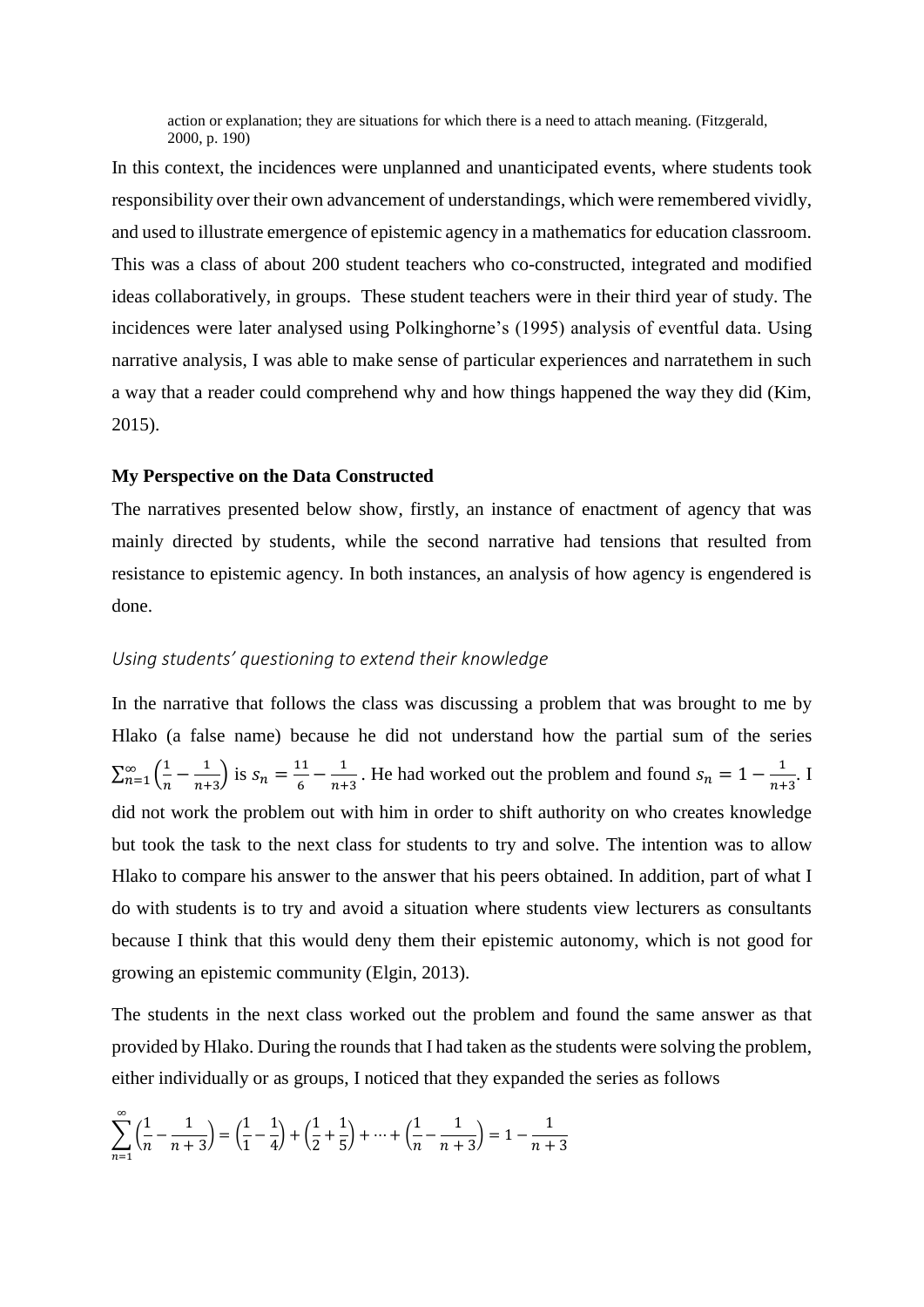> action or explanation; they are situations for which there is a need to attach meaning. (Fitzgerald, 2000, p. 190)

In this context, the incidences were unplanned and unanticipated events, where students took responsibility over their own advancement of understandings, which were remembered vividly, and used to illustrate emergence of epistemic agency in a mathematics for education classroom. This was a class of about 200 student teachers who co-constructed, integrated and modified ideas collaboratively, in groups. These student teachers were in their third year of study. The incidences were later analysed using Polkinghorne's (1995) analysis of eventful data. Using narrative analysis, I was able to make sense of particular experiences and narratethem in such a way that a reader could comprehend why and how things happened the way they did (Kim, 2015).

**My Perspective on the Data Constructed**

The narratives presented below show, firstly, an instance of enactment of agency that was mainly directed by students, while the second narrative had tensions that resulted from resistance to epistemic agency. In both instances, an analysis of how agency is engendered is done.

*Using students' questioning to extend their knowledge*

In the narrative that follows the class was discussing a problem that was brought to me by Hlako (a false name) because he did not understand how the partial sum of the series $\sum_{n=1}^{\infty}\left(\frac{1}{n}-\frac{1}{n+3}\right)$ is $s_n = \frac{11}{6} - \frac{1}{n+3}$ . He had worked out the problem and found $s_n = 1 - \frac{1}{n+3}$. I did not work the problem out with him in order to shift authority on who creates knowledge but took the task to the next class for students to try and solve. The intention was to allow Hlako to compare his answer to the answer that his peers obtained. In addition, part of what I do with students is to try and avoid a situation where students view lecturers as consultants because I think that this would deny them their epistemic autonomy, which is not good for growing an epistemic community (Elgin, 2013).

The students in the next class worked out the problem and found the same answer as that provided by Hlako. During the rounds that I had taken as the students were solving the problem, either individually or as groups, I noticed that they expanded the series as follows

$$\sum_{n=1}^{\infty}\left(\frac{1}{n}-\frac{1}{n+3}\right) = \left(\frac{1}{1}-\frac{1}{4}\right) + \left(\frac{1}{2}+\frac{1}{5}\right) + \cdots + \left(\frac{1}{n}-\frac{1}{n+3}\right) = 1 - \frac{1}{n+3}$$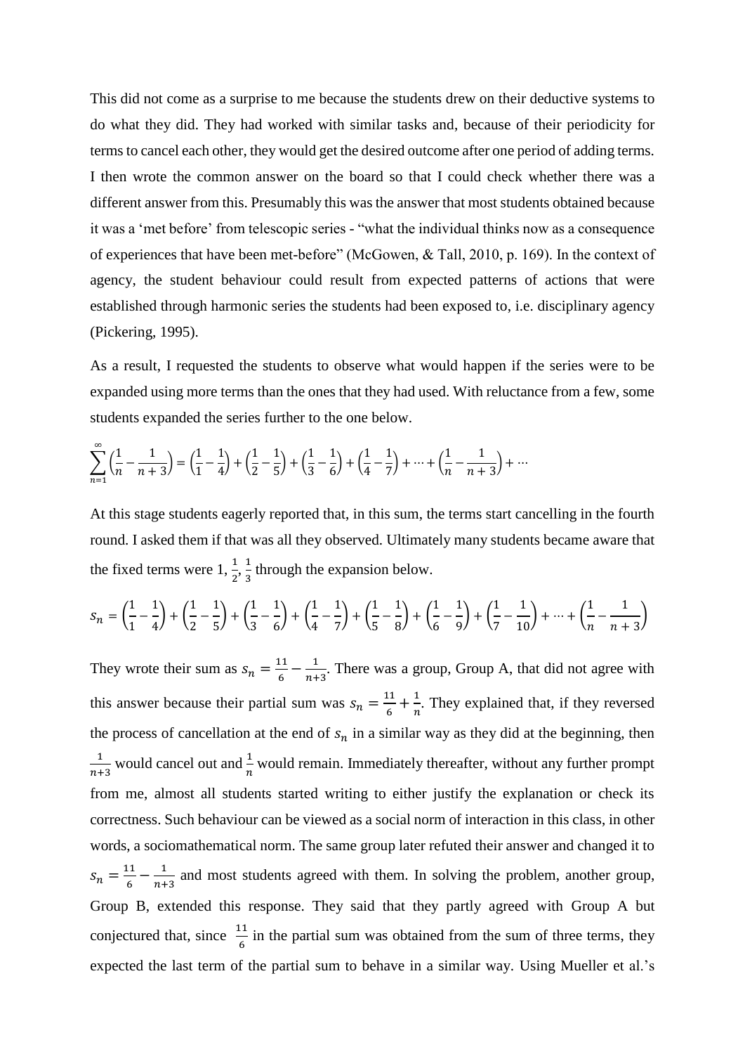This did not come as a surprise to me because the students drew on their deductive systems to do what they did. They had worked with similar tasks and, because of their periodicity for terms to cancel each other, they would get the desired outcome after one period of adding terms. I then wrote the common answer on the board so that I could check whether there was a different answer from this. Presumably this was the answer that most students obtained because it was a 'met before' from telescopic series - "what the individual thinks now as a consequence of experiences that have been met-before" (McGowen, & Tall, 2010, p. 169). In the context of agency, the student behaviour could result from expected patterns of actions that were established through harmonic series the students had been exposed to, i.e. disciplinary agency (Pickering, 1995).

As a result, I requested the students to observe what would happen if the series were to be expanded using more terms than the ones that they had used. With reluctance from a few, some students expanded the series further to the one below.

$$\sum_{n=1}^{\infty}\left(\frac{1}{n}-\frac{1}{n+3}\right)=\left(\frac{1}{1}-\frac{1}{4}\right)+\left(\frac{1}{2}-\frac{1}{5}\right)+\left(\frac{1}{3}-\frac{1}{6}\right)+\left(\frac{1}{4}-\frac{1}{7}\right)+\cdots+\left(\frac{1}{n}-\frac{1}{n+3}\right)+\cdots$$

At this stage students eagerly reported that, in this sum, the terms start cancelling in the fourth round. I asked them if that was all they observed. Ultimately many students became aware that the fixed terms were $1, \frac{1}{2}, \frac{1}{3}$ through the expansion below.

$$s_n=\left(\frac{1}{1}-\frac{1}{4}\right)+\left(\frac{1}{2}-\frac{1}{5}\right)+\left(\frac{1}{3}-\frac{1}{6}\right)+\left(\frac{1}{4}-\frac{1}{7}\right)+\left(\frac{1}{5}-\frac{1}{8}\right)+\left(\frac{1}{6}-\frac{1}{9}\right)+\left(\frac{1}{7}-\frac{1}{10}\right)+\cdots+\left(\frac{1}{n}-\frac{1}{n+3}\right)$$

They wrote their sum as $s_n=\frac{11}{6}-\frac{1}{n+3}$. There was a group, Group A, that did not agree with this answer because their partial sum was $s_n=\frac{11}{6}+\frac{1}{n}$. They explained that, if they reversed the process of cancellation at the end of $s_n$ in a similar way as they did at the beginning, then $\frac{1}{n+3}$ would cancel out and $\frac{1}{n}$ would remain. Immediately thereafter, without any further prompt from me, almost all students started writing to either justify the explanation or check its correctness. Such behaviour can be viewed as a social norm of interaction in this class, in other words, a sociomathematical norm. The same group later refuted their answer and changed it to $s_n=\frac{11}{6}-\frac{1}{n+3}$ and most students agreed with them. In solving the problem, another group, Group B, extended this response. They said that they partly agreed with Group A but conjectured that, since $\frac{11}{6}$ in the partial sum was obtained from the sum of three terms, they expected the last term of the partial sum to behave in a similar way. Using Mueller et al.'s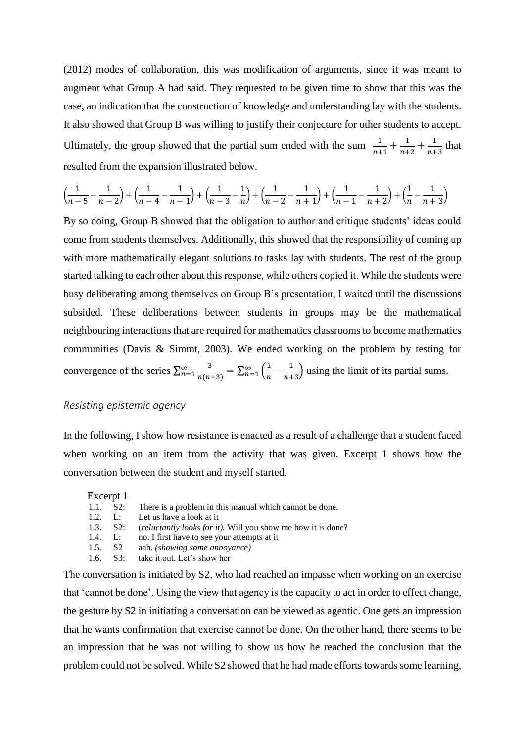(2012) modes of collaboration, this was modification of arguments, since it was meant to augment what Group A had said. They requested to be given time to show that this was the case, an indication that the construction of knowledge and understanding lay with the students. It also showed that Group B was willing to justify their conjecture for other students to accept. Ultimately, the group showed that the partial sum ended with the sum $\frac{1}{n+1}+\frac{1}{n+2}+\frac{1}{n+3}$ that resulted from the expansion illustrated below.

$$\left(\frac{1}{n-5}-\frac{1}{n-2}\right)+\left(\frac{1}{n-4}-\frac{1}{n-1}\right)+\left(\frac{1}{n-3}-\frac{1}{n}\right)+\left(\frac{1}{n-2}-\frac{1}{n+1}\right)+\left(\frac{1}{n-1}-\frac{1}{n+2}\right)+\left(\frac{1}{n}-\frac{1}{n+3}\right)$$

By so doing, Group B showed that the obligation to author and critique students' ideas could come from students themselves. Additionally, this showed that the responsibility of coming up with more mathematically elegant solutions to tasks lay with students. The rest of the group started talking to each other about this response, while others copied it. While the students were busy deliberating among themselves on Group B's presentation, I waited until the discussions subsided. These deliberations between students in groups may be the mathematical neighbouring interactions that are required for mathematics classrooms to become mathematics communities (Davis & Simmt, 2003). We ended working on the problem by testing for convergence of the series $\sum_{n=1}^{\infty}\frac{3}{n(n+3)}=\sum_{n=1}^{\infty}\left(\frac{1}{n}-\frac{1}{n+3}\right)$ using the limit of its partial sums.

### *Resisting epistemic agency*

In the following, I show how resistance is enacted as a result of a challenge that a student faced when working on an item from the activity that was given. Excerpt 1 shows how the conversation between the student and myself started.

Excerpt 1

| | | |
|---|---|---|
| 1.1. | S2: | There is a problem in this manual which cannot be done. |
| 1.2. | L: | Let us have a look at it |
| 1.3. | S2: | (*reluctantly looks for it).* Will you show me how it is done? |
| 1.4. | L: | no. I first have to see your attempts at it |
| 1.5. | S2 | aah. *(showing some annoyance)* |
| 1.6. | S3: | take it out. Let's show her |

The conversation is initiated by S2, who had reached an impasse when working on an exercise that 'cannot be done'. Using the view that agency is the capacity to act in order to effect change, the gesture by S2 in initiating a conversation can be viewed as agentic. One gets an impression that he wants confirmation that exercise cannot be done. On the other hand, there seems to be an impression that he was not willing to show us how he reached the conclusion that the problem could not be solved. While S2 showed that he had made efforts towards some learning,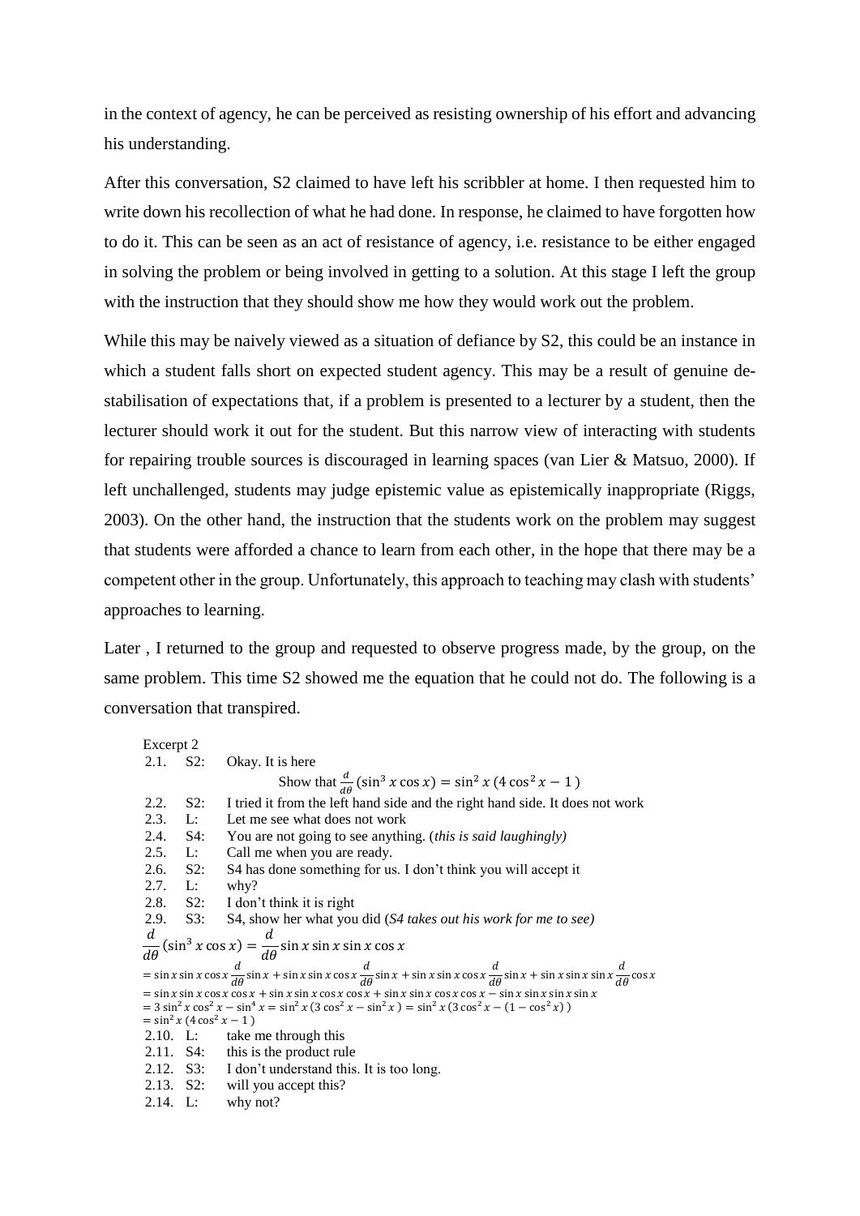in the context of agency, he can be perceived as resisting ownership of his effort and advancing his understanding.

After this conversation, S2 claimed to have left his scribbler at home. I then requested him to write down his recollection of what he had done. In response, he claimed to have forgotten how to do it. This can be seen as an act of resistance of agency, i.e. resistance to be either engaged in solving the problem or being involved in getting to a solution. At this stage I left the group with the instruction that they should show me how they would work out the problem.

While this may be naively viewed as a situation of defiance by S2, this could be an instance in which a student falls short on expected student agency. This may be a result of genuine de-stabilisation of expectations that, if a problem is presented to a lecturer by a student, then the lecturer should work it out for the student. But this narrow view of interacting with students for repairing trouble sources is discouraged in learning spaces (van Lier & Matsuo, 2000). If left unchallenged, students may judge epistemic value as epistemically inappropriate (Riggs, 2003). On the other hand, the instruction that the students work on the problem may suggest that students were afforded a chance to learn from each other, in the hope that there may be a competent other in the group. Unfortunately, this approach to teaching may clash with students' approaches to learning.

Later , I returned to the group and requested to observe progress made, by the group, on the same problem. This time S2 showed me the equation that he could not do. The following is a conversation that transpired.

Excerpt 2

2.1. S2: Okay. It is here

Show that $\frac{d}{d\theta}(\sin^3 x \cos x) = \sin^2 x\,(4\cos^2 x - 1\,)$

2.2. S2: I tried it from the left hand side and the right hand side. It does not work

2.3. L: Let me see what does not work

2.4. S4: You are not going to see anything. (*this is said laughingly)*

2.5. L: Call me when you are ready.

2.6. S2: S4 has done something for us. I don't think you will accept it

2.7. L: why?

2.8. S2: I don't think it is right

2.9. S3: S4, show her what you did (*S4 takes out his work for me to see)*

$$\frac{d}{d\theta}(\sin^3 x \cos x) = \frac{d}{d\theta}\sin x \sin x \sin x \cos x$$
$$= \sin x \sin x \cos x \frac{d}{d\theta}\sin x + \sin x \sin x \cos x \frac{d}{d\theta}\sin x + \sin x \sin x \cos x \frac{d}{d\theta}\sin x + \sin x \sin x \sin x \frac{d}{d\theta}\cos x$$
$$= \sin x \sin x \cos x \cos x + \sin x \sin x \cos x \cos x + \sin x \sin x \cos x \cos x - \sin x \sin x \sin x \sin x$$
$$= 3\sin^2 x \cos^2 x - \sin^4 x = \sin^2 x\,(3\cos^2 x - \sin^2 x\,) = \sin^2 x\,(3\cos^2 x - (1 - \cos^2 x)\,)$$
$$= \sin^2 x\,(4\cos^2 x - 1\,)$$

2.10. L: take me through this

2.11. S4: this is the product rule

2.12. S3: I don't understand this. It is too long.

2.13. S2: will you accept this?

2.14. L: why not?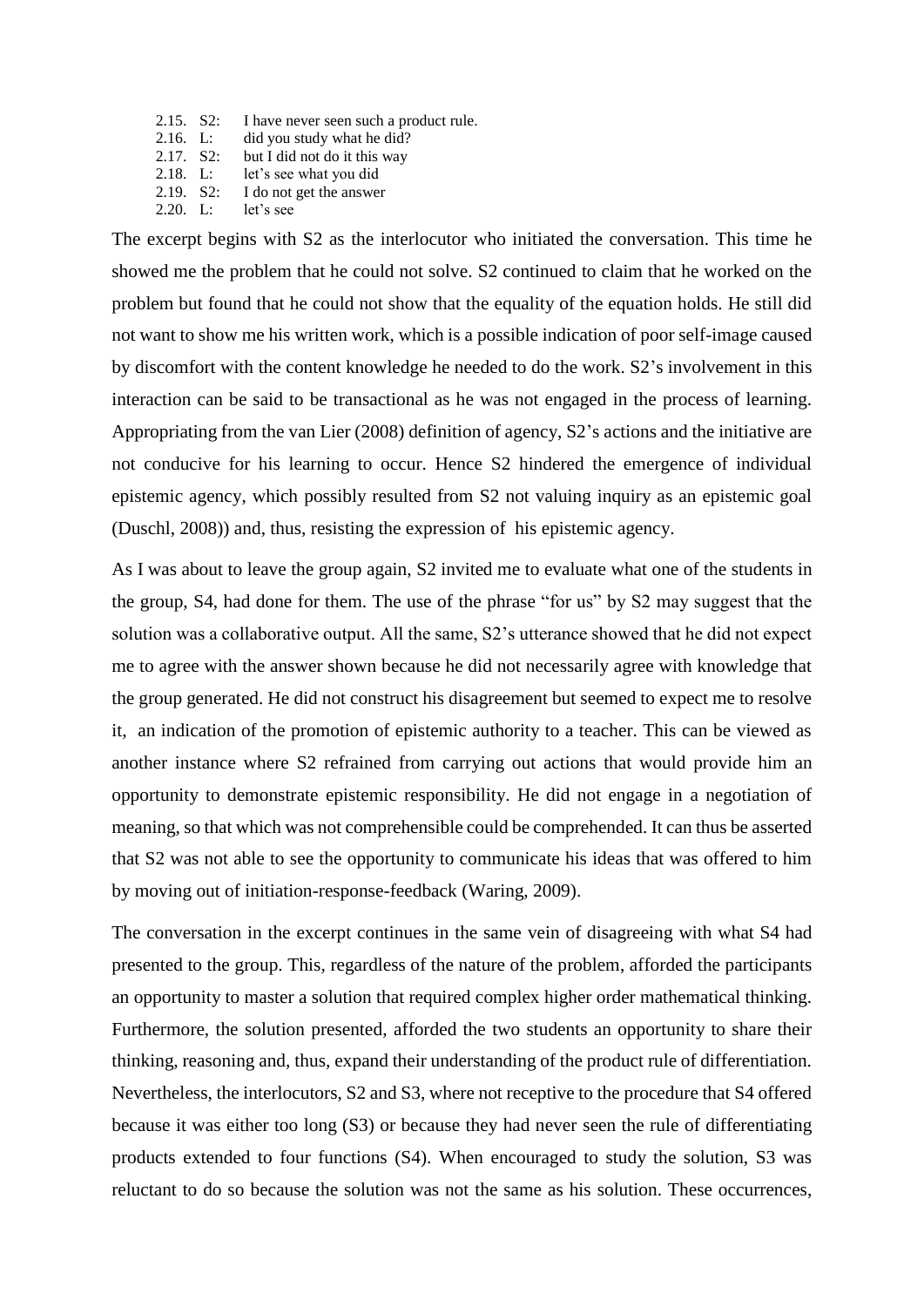2.15. S2: I have never seen such a product rule.
2.16. L: did you study what he did?
2.17. S2: but I did not do it this way
2.18. L: let's see what you did
2.19. S2: I do not get the answer
2.20. L: let's see

The excerpt begins with S2 as the interlocutor who initiated the conversation. This time he showed me the problem that he could not solve. S2 continued to claim that he worked on the problem but found that he could not show that the equality of the equation holds. He still did not want to show me his written work, which is a possible indication of poor self-image caused by discomfort with the content knowledge he needed to do the work. S2's involvement in this interaction can be said to be transactional as he was not engaged in the process of learning. Appropriating from the van Lier (2008) definition of agency, S2's actions and the initiative are not conducive for his learning to occur. Hence S2 hindered the emergence of individual epistemic agency, which possibly resulted from S2 not valuing inquiry as an epistemic goal (Duschl, 2008)) and, thus, resisting the expression of his epistemic agency.

As I was about to leave the group again, S2 invited me to evaluate what one of the students in the group, S4, had done for them. The use of the phrase "for us" by S2 may suggest that the solution was a collaborative output. All the same, S2's utterance showed that he did not expect me to agree with the answer shown because he did not necessarily agree with knowledge that the group generated. He did not construct his disagreement but seemed to expect me to resolve it, an indication of the promotion of epistemic authority to a teacher. This can be viewed as another instance where S2 refrained from carrying out actions that would provide him an opportunity to demonstrate epistemic responsibility. He did not engage in a negotiation of meaning, so that which was not comprehensible could be comprehended. It can thus be asserted that S2 was not able to see the opportunity to communicate his ideas that was offered to him by moving out of initiation-response-feedback (Waring, 2009).

The conversation in the excerpt continues in the same vein of disagreeing with what S4 had presented to the group. This, regardless of the nature of the problem, afforded the participants an opportunity to master a solution that required complex higher order mathematical thinking. Furthermore, the solution presented, afforded the two students an opportunity to share their thinking, reasoning and, thus, expand their understanding of the product rule of differentiation. Nevertheless, the interlocutors, S2 and S3, where not receptive to the procedure that S4 offered because it was either too long (S3) or because they had never seen the rule of differentiating products extended to four functions (S4). When encouraged to study the solution, S3 was reluctant to do so because the solution was not the same as his solution. These occurrences,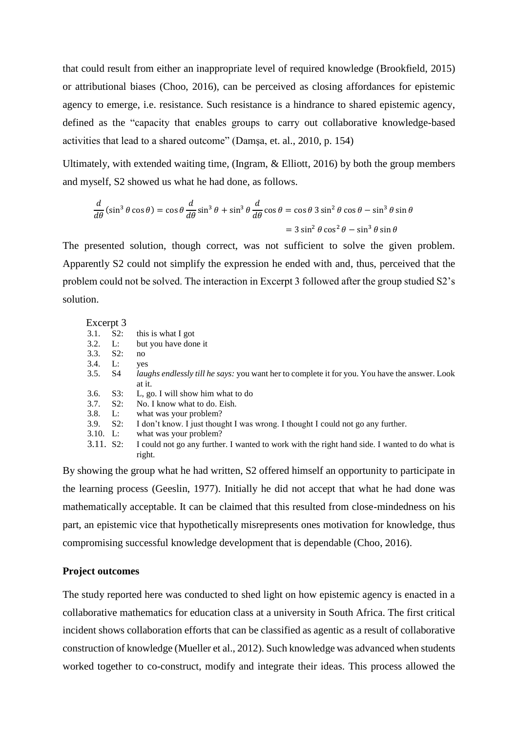that could result from either an inappropriate level of required knowledge (Brookfield, 2015) or attributional biases (Choo, 2016), can be perceived as closing affordances for epistemic agency to emerge, i.e. resistance. Such resistance is a hindrance to shared epistemic agency, defined as the "capacity that enables groups to carry out collaborative knowledge-based activities that lead to a shared outcome" (Damşa, et. al., 2010, p. 154)

Ultimately, with extended waiting time, (Ingram, & Elliott, 2016) by both the group members and myself, S2 showed us what he had done, as follows.

$$\frac{d}{d\theta}(\sin^3\theta\cos\theta) = \cos\theta\frac{d}{d\theta}\sin^3\theta + \sin^3\theta\frac{d}{d\theta}\cos\theta = \cos\theta\, 3\sin^2\theta\cos\theta - \sin^3\theta\sin\theta$$

$$= 3\sin^2\theta\cos^2\theta - \sin^3\theta\sin\theta$$

The presented solution, though correct, was not sufficient to solve the given problem. Apparently S2 could not simplify the expression he ended with and, thus, perceived that the problem could not be solved. The interaction in Excerpt 3 followed after the group studied S2's solution.

Excerpt 3

| | | |
|---|---|---|
| 3.1. | S2: | this is what I got |
| 3.2. | L: | but you have done it |
| 3.3. | S2: | no |
| 3.4. | L: | yes |
| 3.5. | S4 | *laughs endlessly till he says:* you want her to complete it for you. You have the answer. Look at it. |
| 3.6. | S3: | L, go. I will show him what to do |
| 3.7. | S2: | No. I know what to do. Eish. |
| 3.8. | L: | what was your problem? |
| 3.9. | S2: | I don't know. I just thought I was wrong. I thought I could not go any further. |
| 3.10. | L: | what was your problem? |
| 3.11. | S2: | I could not go any further. I wanted to work with the right hand side. I wanted to do what is right. |

By showing the group what he had written, S2 offered himself an opportunity to participate in the learning process (Geeslin, 1977). Initially he did not accept that what he had done was mathematically acceptable. It can be claimed that this resulted from close-mindedness on his part, an epistemic vice that hypothetically misrepresents ones motivation for knowledge, thus compromising successful knowledge development that is dependable (Choo, 2016).

**Project outcomes**

The study reported here was conducted to shed light on how epistemic agency is enacted in a collaborative mathematics for education class at a university in South Africa. The first critical incident shows collaboration efforts that can be classified as agentic as a result of collaborative construction of knowledge (Mueller et al., 2012). Such knowledge was advanced when students worked together to co-construct, modify and integrate their ideas. This process allowed the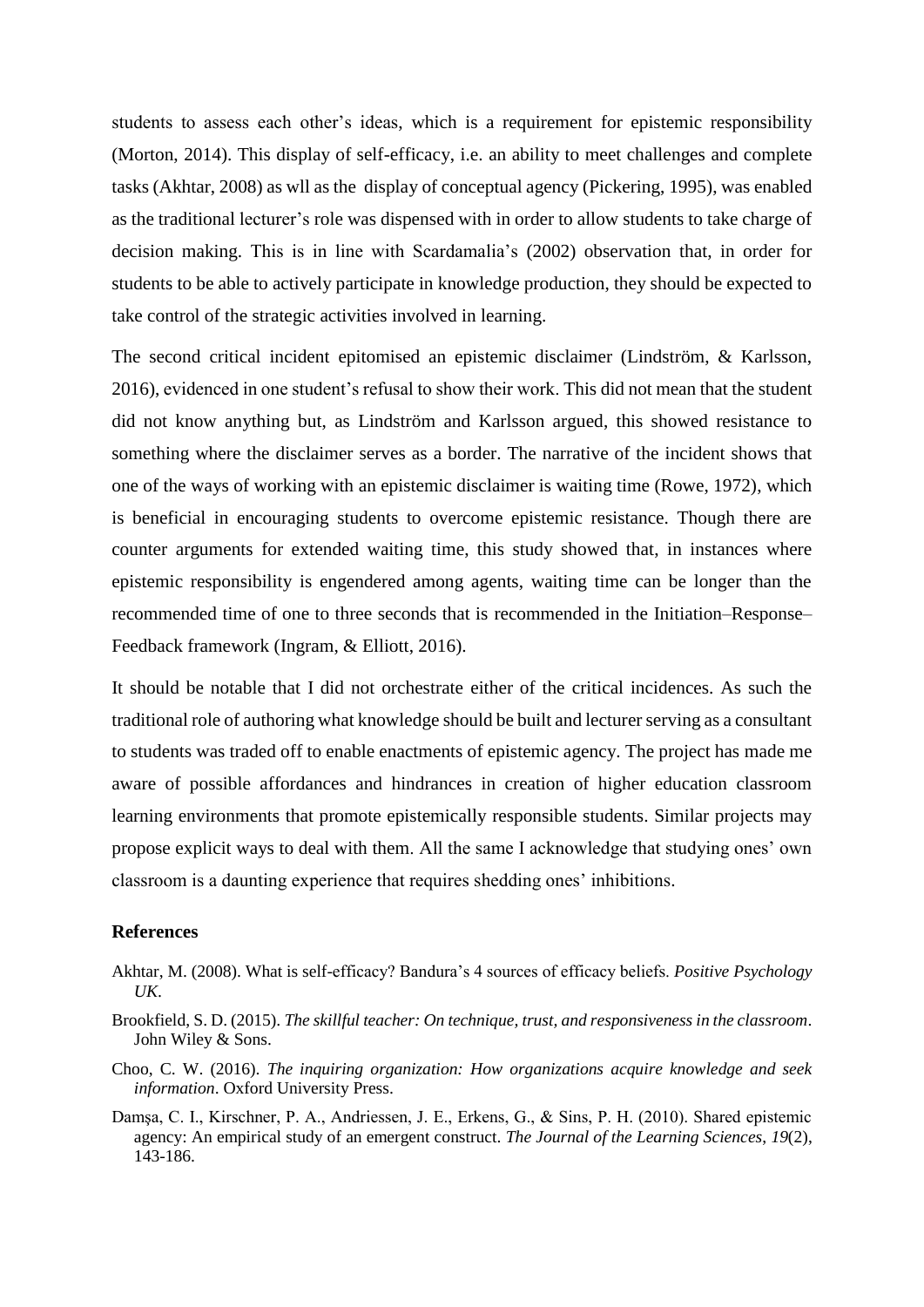students to assess each other's ideas, which is a requirement for epistemic responsibility (Morton, 2014). This display of self-efficacy, i.e. an ability to meet challenges and complete tasks (Akhtar, 2008) as wll as the display of conceptual agency (Pickering, 1995), was enabled as the traditional lecturer's role was dispensed with in order to allow students to take charge of decision making. This is in line with Scardamalia's (2002) observation that, in order for students to be able to actively participate in knowledge production, they should be expected to take control of the strategic activities involved in learning.

The second critical incident epitomised an epistemic disclaimer (Lindström, & Karlsson, 2016), evidenced in one student's refusal to show their work. This did not mean that the student did not know anything but, as Lindström and Karlsson argued, this showed resistance to something where the disclaimer serves as a border. The narrative of the incident shows that one of the ways of working with an epistemic disclaimer is waiting time (Rowe, 1972), which is beneficial in encouraging students to overcome epistemic resistance. Though there are counter arguments for extended waiting time, this study showed that, in instances where epistemic responsibility is engendered among agents, waiting time can be longer than the recommended time of one to three seconds that is recommended in the Initiation–Response–Feedback framework (Ingram, & Elliott, 2016).

It should be notable that I did not orchestrate either of the critical incidences. As such the traditional role of authoring what knowledge should be built and lecturer serving as a consultant to students was traded off to enable enactments of epistemic agency. The project has made me aware of possible affordances and hindrances in creation of higher education classroom learning environments that promote epistemically responsible students. Similar projects may propose explicit ways to deal with them. All the same I acknowledge that studying ones' own classroom is a daunting experience that requires shedding ones' inhibitions.

## References

Akhtar, M. (2008). What is self-efficacy? Bandura's 4 sources of efficacy beliefs. *Positive Psychology UK*.

Brookfield, S. D. (2015). *The skillful teacher: On technique, trust, and responsiveness in the classroom*. John Wiley & Sons.

Choo, C. W. (2016). *The inquiring organization: How organizations acquire knowledge and seek information*. Oxford University Press.

Damşa, C. I., Kirschner, P. A., Andriessen, J. E., Erkens, G., & Sins, P. H. (2010). Shared epistemic agency: An empirical study of an emergent construct. *The Journal of the Learning Sciences*, *19*(2), 143-186.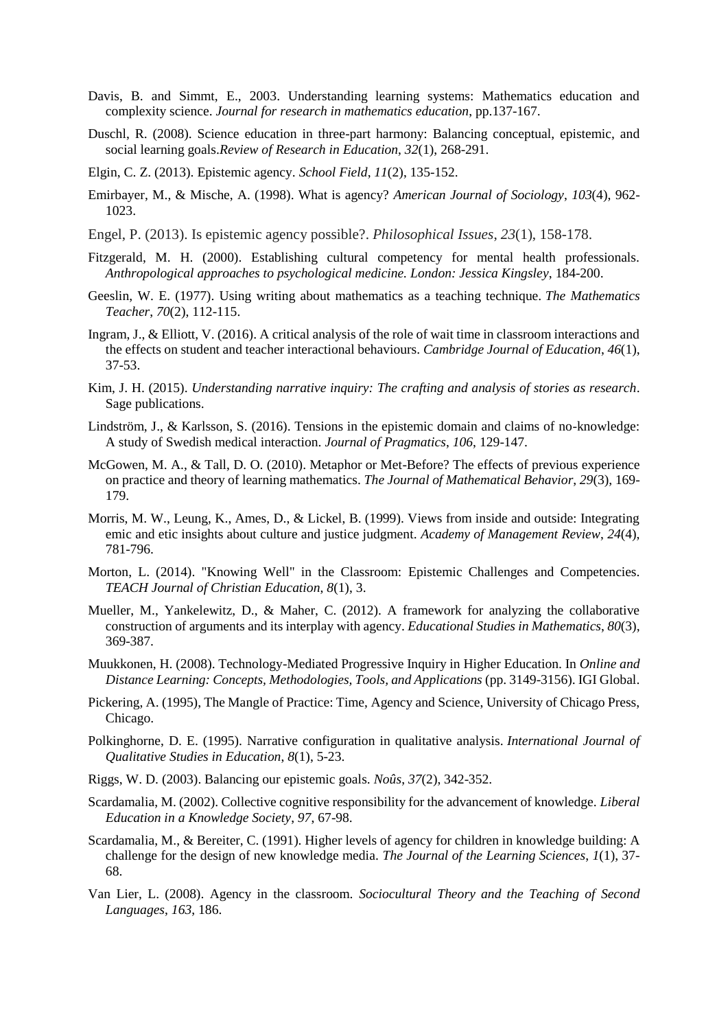Davis, B. and Simmt, E., 2003. Understanding learning systems: Mathematics education and complexity science. *Journal for research in mathematics education*, pp.137-167.

Duschl, R. (2008). Science education in three-part harmony: Balancing conceptual, epistemic, and social learning goals.*Review of Research in Education*, *32*(1), 268-291.

Elgin, C. Z. (2013). Epistemic agency. *School Field*, *11*(2), 135-152.

Emirbayer, M., & Mische, A. (1998). What is agency? *American Journal of Sociology*, *103*(4), 962-1023.

Engel, P. (2013). Is epistemic agency possible?. *Philosophical Issues*, *23*(1), 158-178.

Fitzgerald, M. H. (2000). Establishing cultural competency for mental health professionals. *Anthropological approaches to psychological medicine. London: Jessica Kingsley*, 184-200.

Geeslin, W. E. (1977). Using writing about mathematics as a teaching technique. *The Mathematics Teacher*, *70*(2), 112-115.

Ingram, J., & Elliott, V. (2016). A critical analysis of the role of wait time in classroom interactions and the effects on student and teacher interactional behaviours. *Cambridge Journal of Education*, *46*(1), 37-53.

Kim, J. H. (2015). *Understanding narrative inquiry: The crafting and analysis of stories as research*. Sage publications.

Lindström, J., & Karlsson, S. (2016). Tensions in the epistemic domain and claims of no-knowledge: A study of Swedish medical interaction. *Journal of Pragmatics*, *106*, 129-147.

McGowen, M. A., & Tall, D. O. (2010). Metaphor or Met-Before? The effects of previous experience on practice and theory of learning mathematics. *The Journal of Mathematical Behavior*, *29*(3), 169-179.

Morris, M. W., Leung, K., Ames, D., & Lickel, B. (1999). Views from inside and outside: Integrating emic and etic insights about culture and justice judgment. *Academy of Management Review*, *24*(4), 781-796.

Morton, L. (2014). "Knowing Well" in the Classroom: Epistemic Challenges and Competencies. *TEACH Journal of Christian Education*, *8*(1), 3.

Mueller, M., Yankelewitz, D., & Maher, C. (2012). A framework for analyzing the collaborative construction of arguments and its interplay with agency. *Educational Studies in Mathematics*, *80*(3), 369-387.

Muukkonen, H. (2008). Technology-Mediated Progressive Inquiry in Higher Education. In *Online and Distance Learning: Concepts, Methodologies, Tools, and Applications* (pp. 3149-3156). IGI Global.

Pickering, A. (1995), The Mangle of Practice: Time, Agency and Science, University of Chicago Press, Chicago.

Polkinghorne, D. E. (1995). Narrative configuration in qualitative analysis. *International Journal of Qualitative Studies in Education*, *8*(1), 5-23.

Riggs, W. D. (2003). Balancing our epistemic goals. *Noûs*, *37*(2), 342-352.

Scardamalia, M. (2002). Collective cognitive responsibility for the advancement of knowledge. *Liberal Education in a Knowledge Society*, *97*, 67-98.

Scardamalia, M., & Bereiter, C. (1991). Higher levels of agency for children in knowledge building: A challenge for the design of new knowledge media. *The Journal of the Learning Sciences*, *1*(1), 37-68.

Van Lier, L. (2008). Agency in the classroom. *Sociocultural Theory and the Teaching of Second Languages*, *163*, 186.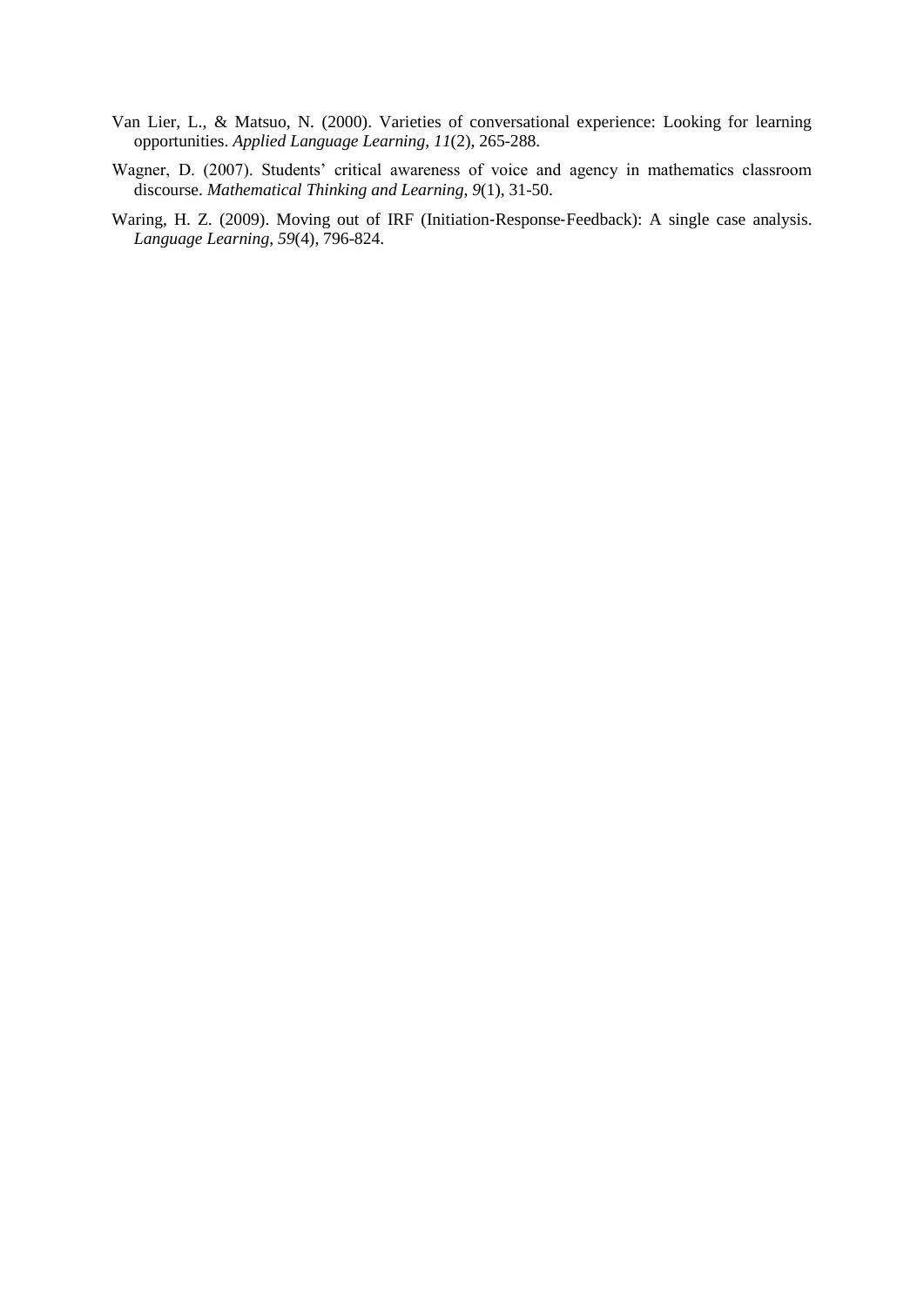Van Lier, L., & Matsuo, N. (2000). Varieties of conversational experience: Looking for learning opportunities. *Applied Language Learning*, *11*(2), 265-288.

Wagner, D. (2007). Students' critical awareness of voice and agency in mathematics classroom discourse. *Mathematical Thinking and Learning*, *9*(1), 31-50.

Waring, H. Z. (2009). Moving out of IRF (Initiation-Response-Feedback): A single case analysis. *Language Learning*, *59*(4), 796-824.